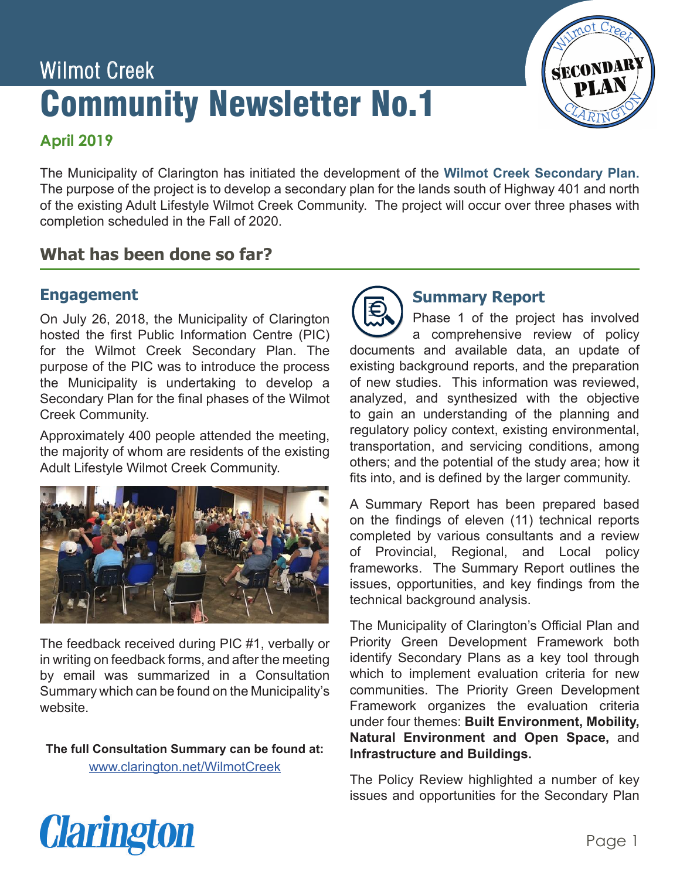Wilmot Creek

# Community Newsletter No.1

**April 2019**

The Municipality of Clarington has initiated the development of the **Wilmot Creek Secondary Plan.** The purpose of the project is to develop a secondary plan for the lands south of Highway 401 and north of the existing Adult Lifestyle Wilmot Creek Community. The project will occur over three phases with completion scheduled in the Fall of 2020.

## What has been done so far?

### Engagement

On July 26, 2018, the Municipality of Clarington hosted the first Public Information Centre (PIC) for the Wilmot Creek Secondary Plan. The purpose of the PIC was to introduce the process the Municipality is undertaking to develop a Secondary Plan for the final phases of the Wilmot Creek Community.

Approximately 400 people attended the meeting, the majority of whom are residents of the existing Adult Lifestyle Wilmot Creek Community.

The feedback received during PIC #1, verbally or in writing on feedback forms, and after the meeting by email was summarized in a Consultation Summary which can be found on the Municipality's website.

**The full Consultation Summary can be found at:**
www.clarington.net/WilmotCreek

### Summary Report

Phase 1 of the project has involved a comprehensive review of policy documents and available data, an update of existing background reports, and the preparation of new studies. This information was reviewed, analyzed, and synthesized with the objective to gain an understanding of the planning and regulatory policy context, existing environmental, transportation, and servicing conditions, among others; and the potential of the study area; how it fits into, and is defined by the larger community.

A Summary Report has been prepared based on the findings of eleven (11) technical reports completed by various consultants and a review of Provincial, Regional, and Local policy frameworks. The Summary Report outlines the issues, opportunities, and key findings from the technical background analysis.

The Municipality of Clarington's Official Plan and Priority Green Development Framework both identify Secondary Plans as a key tool through which to implement evaluation criteria for new communities. The Priority Green Development Framework organizes the evaluation criteria under four themes: **Built Environment, Mobility, Natural Environment and Open Space,** and **Infrastructure and Buildings.**

The Policy Review highlighted a number of key issues and opportunities for the Secondary Plan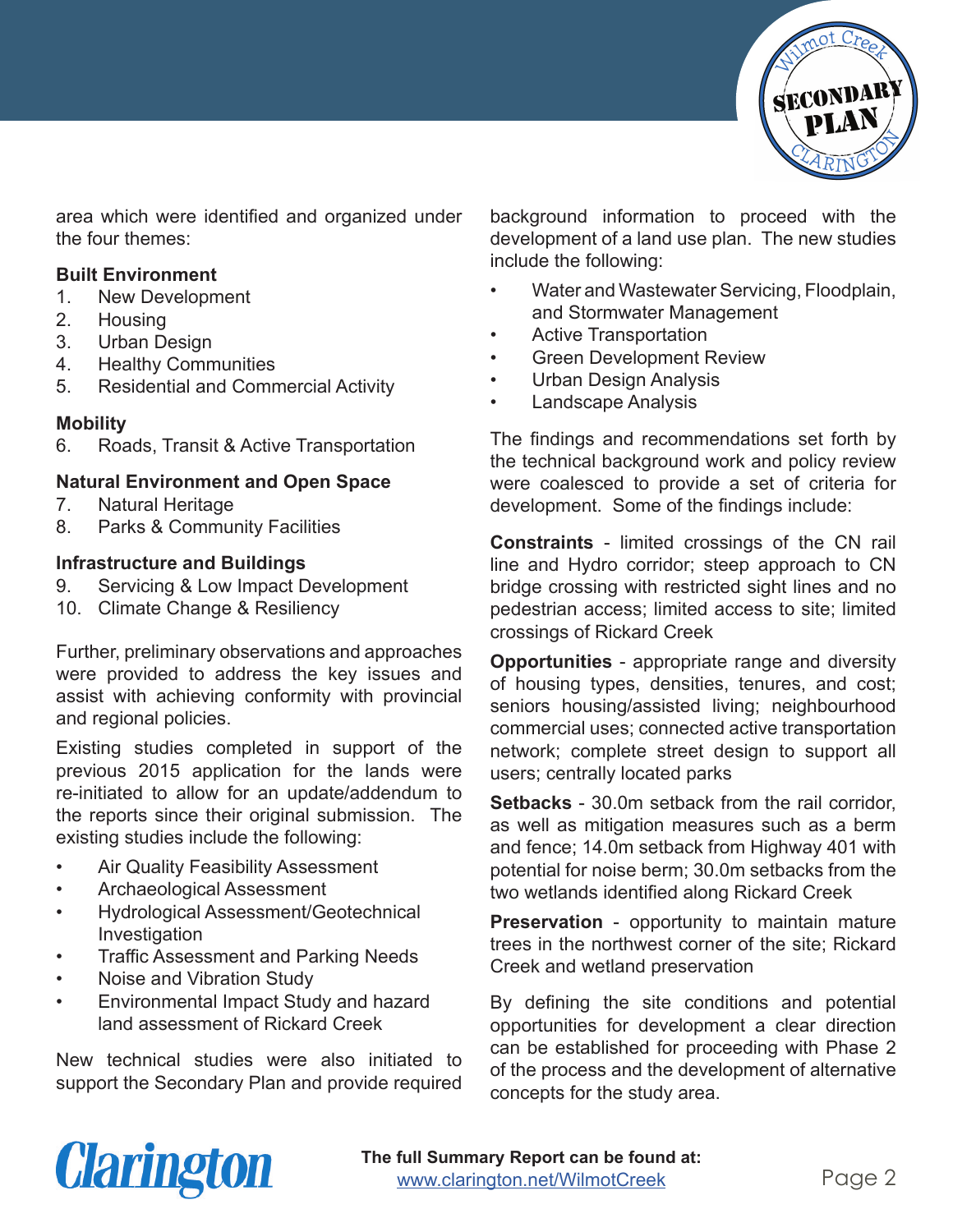area which were identified and organized under the four themes:

**Built Environment**

1. New Development
2. Housing
3. Urban Design
4. Healthy Communities
5. Residential and Commercial Activity

**Mobility**

6. Roads, Transit & Active Transportation

**Natural Environment and Open Space**

7. Natural Heritage
8. Parks & Community Facilities

**Infrastructure and Buildings**

9. Servicing & Low Impact Development
10. Climate Change & Resiliency

Further, preliminary observations and approaches were provided to address the key issues and assist with achieving conformity with provincial and regional policies.

Existing studies completed in support of the previous 2015 application for the lands were re-initiated to allow for an update/addendum to the reports since their original submission. The existing studies include the following:

- Air Quality Feasibility Assessment
- Archaeological Assessment
- Hydrological Assessment/Geotechnical Investigation
- Traffic Assessment and Parking Needs
- Noise and Vibration Study
- Environmental Impact Study and hazard land assessment of Rickard Creek

New technical studies were also initiated to support the Secondary Plan and provide required background information to proceed with the development of a land use plan. The new studies include the following:

- Water and Wastewater Servicing, Floodplain, and Stormwater Management
- Active Transportation
- Green Development Review
- Urban Design Analysis
- Landscape Analysis

The findings and recommendations set forth by the technical background work and policy review were coalesced to provide a set of criteria for development. Some of the findings include:

**Constraints** - limited crossings of the CN rail line and Hydro corridor; steep approach to CN bridge crossing with restricted sight lines and no pedestrian access; limited access to site; limited crossings of Rickard Creek

**Opportunities** - appropriate range and diversity of housing types, densities, tenures, and cost; seniors housing/assisted living; neighbourhood commercial uses; connected active transportation network; complete street design to support all users; centrally located parks

**Setbacks** - 30.0m setback from the rail corridor, as well as mitigation measures such as a berm and fence; 14.0m setback from Highway 401 with potential for noise berm; 30.0m setbacks from the two wetlands identified along Rickard Creek

**Preservation** - opportunity to maintain mature trees in the northwest corner of the site; Rickard Creek and wetland preservation

By defining the site conditions and potential opportunities for development a clear direction can be established for proceeding with Phase 2 of the process and the development of alternative concepts for the study area.

**The full Summary Report can be found at:**
www.clarington.net/WilmotCreek